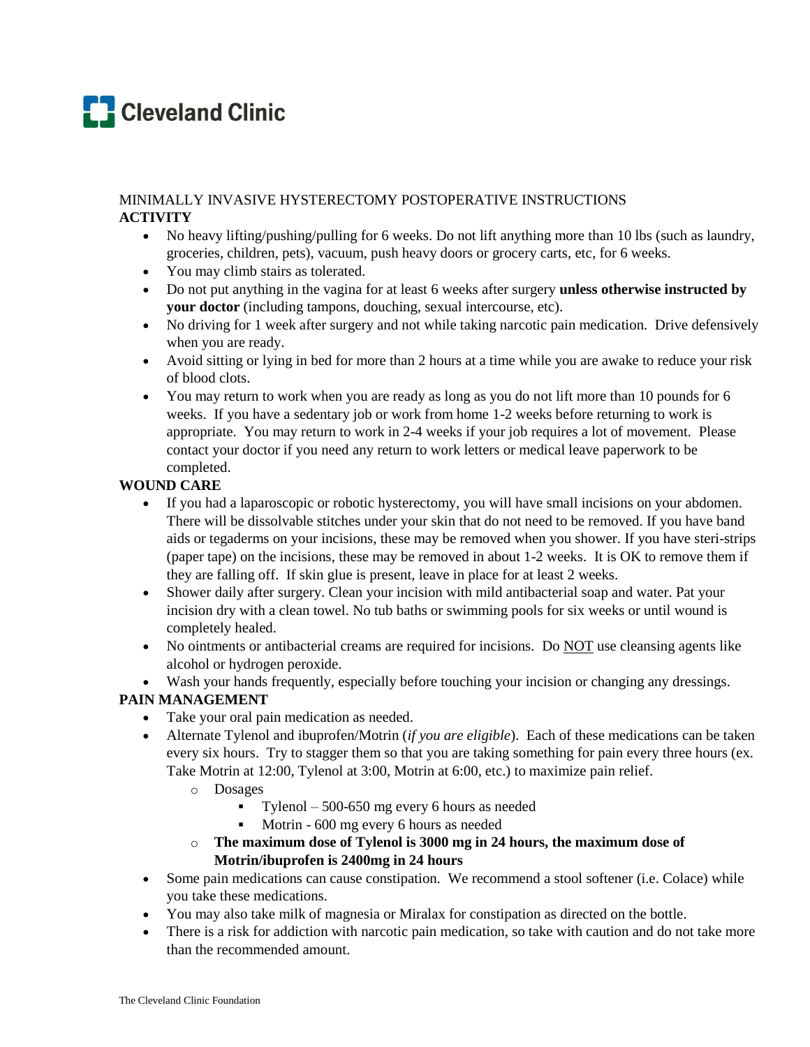Cleveland Clinic

MINIMALLY INVASIVE HYSTERECTOMY POSTOPERATIVE INSTRUCTIONS

**ACTIVITY**

- No heavy lifting/pushing/pulling for 6 weeks. Do not lift anything more than 10 lbs (such as laundry, groceries, children, pets), vacuum, push heavy doors or grocery carts, etc, for 6 weeks.
- You may climb stairs as tolerated.
- Do not put anything in the vagina for at least 6 weeks after surgery **unless otherwise instructed by your doctor** (including tampons, douching, sexual intercourse, etc).
- No driving for 1 week after surgery and not while taking narcotic pain medication. Drive defensively when you are ready.
- Avoid sitting or lying in bed for more than 2 hours at a time while you are awake to reduce your risk of blood clots.
- You may return to work when you are ready as long as you do not lift more than 10 pounds for 6 weeks. If you have a sedentary job or work from home 1-2 weeks before returning to work is appropriate. You may return to work in 2-4 weeks if your job requires a lot of movement. Please contact your doctor if you need any return to work letters or medical leave paperwork to be completed.

**WOUND CARE**

- If you had a laparoscopic or robotic hysterectomy, you will have small incisions on your abdomen. There will be dissolvable stitches under your skin that do not need to be removed. If you have band aids or tegaderms on your incisions, these may be removed when you shower. If you have steri-strips (paper tape) on the incisions, these may be removed in about 1-2 weeks. It is OK to remove them if they are falling off. If skin glue is present, leave in place for at least 2 weeks.
- Shower daily after surgery. Clean your incision with mild antibacterial soap and water. Pat your incision dry with a clean towel. No tub baths or swimming pools for six weeks or until wound is completely healed.
- No ointments or antibacterial creams are required for incisions. Do NOT use cleansing agents like alcohol or hydrogen peroxide.
- Wash your hands frequently, especially before touching your incision or changing any dressings.

**PAIN MANAGEMENT**

- Take your oral pain medication as needed.
- Alternate Tylenol and ibuprofen/Motrin (*if you are eligible*). Each of these medications can be taken every six hours. Try to stagger them so that you are taking something for pain every three hours (ex. Take Motrin at 12:00, Tylenol at 3:00, Motrin at 6:00, etc.) to maximize pain relief.
    - Dosages
        - Tylenol – 500-650 mg every 6 hours as needed
        - Motrin - 600 mg every 6 hours as needed
    - **The maximum dose of Tylenol is 3000 mg in 24 hours, the maximum dose of Motrin/ibuprofen is 2400mg in 24 hours**
- Some pain medications can cause constipation. We recommend a stool softener (i.e. Colace) while you take these medications.
- You may also take milk of magnesia or Miralax for constipation as directed on the bottle.
- There is a risk for addiction with narcotic pain medication, so take with caution and do not take more than the recommended amount.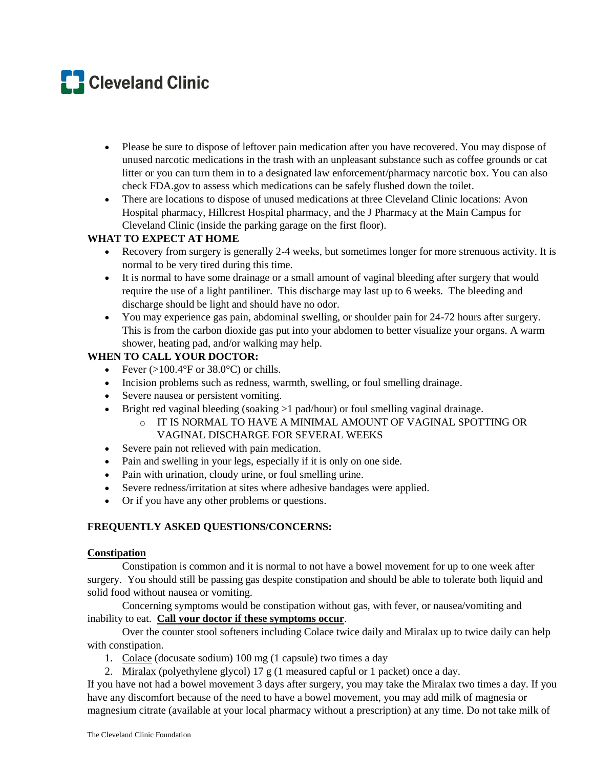- Please be sure to dispose of leftover pain medication after you have recovered. You may dispose of unused narcotic medications in the trash with an unpleasant substance such as coffee grounds or cat litter or you can turn them in to a designated law enforcement/pharmacy narcotic box. You can also check FDA.gov to assess which medications can be safely flushed down the toilet.
- There are locations to dispose of unused medications at three Cleveland Clinic locations: Avon Hospital pharmacy, Hillcrest Hospital pharmacy, and the J Pharmacy at the Main Campus for Cleveland Clinic (inside the parking garage on the first floor).

**WHAT TO EXPECT AT HOME**

- Recovery from surgery is generally 2-4 weeks, but sometimes longer for more strenuous activity. It is normal to be very tired during this time.
- It is normal to have some drainage or a small amount of vaginal bleeding after surgery that would require the use of a light pantiliner. This discharge may last up to 6 weeks. The bleeding and discharge should be light and should have no odor.
- You may experience gas pain, abdominal swelling, or shoulder pain for 24-72 hours after surgery. This is from the carbon dioxide gas put into your abdomen to better visualize your organs. A warm shower, heating pad, and/or walking may help.

**WHEN TO CALL YOUR DOCTOR:**

- Fever (>100.4°F or 38.0°C) or chills.
- Incision problems such as redness, warmth, swelling, or foul smelling drainage.
- Severe nausea or persistent vomiting.
- Bright red vaginal bleeding (soaking >1 pad/hour) or foul smelling vaginal drainage.
  - IT IS NORMAL TO HAVE A MINIMAL AMOUNT OF VAGINAL SPOTTING OR VAGINAL DISCHARGE FOR SEVERAL WEEKS
- Severe pain not relieved with pain medication.
- Pain and swelling in your legs, especially if it is only on one side.
- Pain with urination, cloudy urine, or foul smelling urine.
- Severe redness/irritation at sites where adhesive bandages were applied.
- Or if you have any other problems or questions.

**FREQUENTLY ASKED QUESTIONS/CONCERNS:**

**Constipation**

Constipation is common and it is normal to not have a bowel movement for up to one week after surgery. You should still be passing gas despite constipation and should be able to tolerate both liquid and solid food without nausea or vomiting.

Concerning symptoms would be constipation without gas, with fever, or nausea/vomiting and inability to eat. **Call your doctor if these symptoms occur**.

Over the counter stool softeners including Colace twice daily and Miralax up to twice daily can help with constipation.

1. Colace (docusate sodium) 100 mg (1 capsule) two times a day
2. Miralax (polyethylene glycol) 17 g (1 measured capful or 1 packet) once a day.

If you have not had a bowel movement 3 days after surgery, you may take the Miralax two times a day. If you have any discomfort because of the need to have a bowel movement, you may add milk of magnesia or magnesium citrate (available at your local pharmacy without a prescription) at any time. Do not take milk of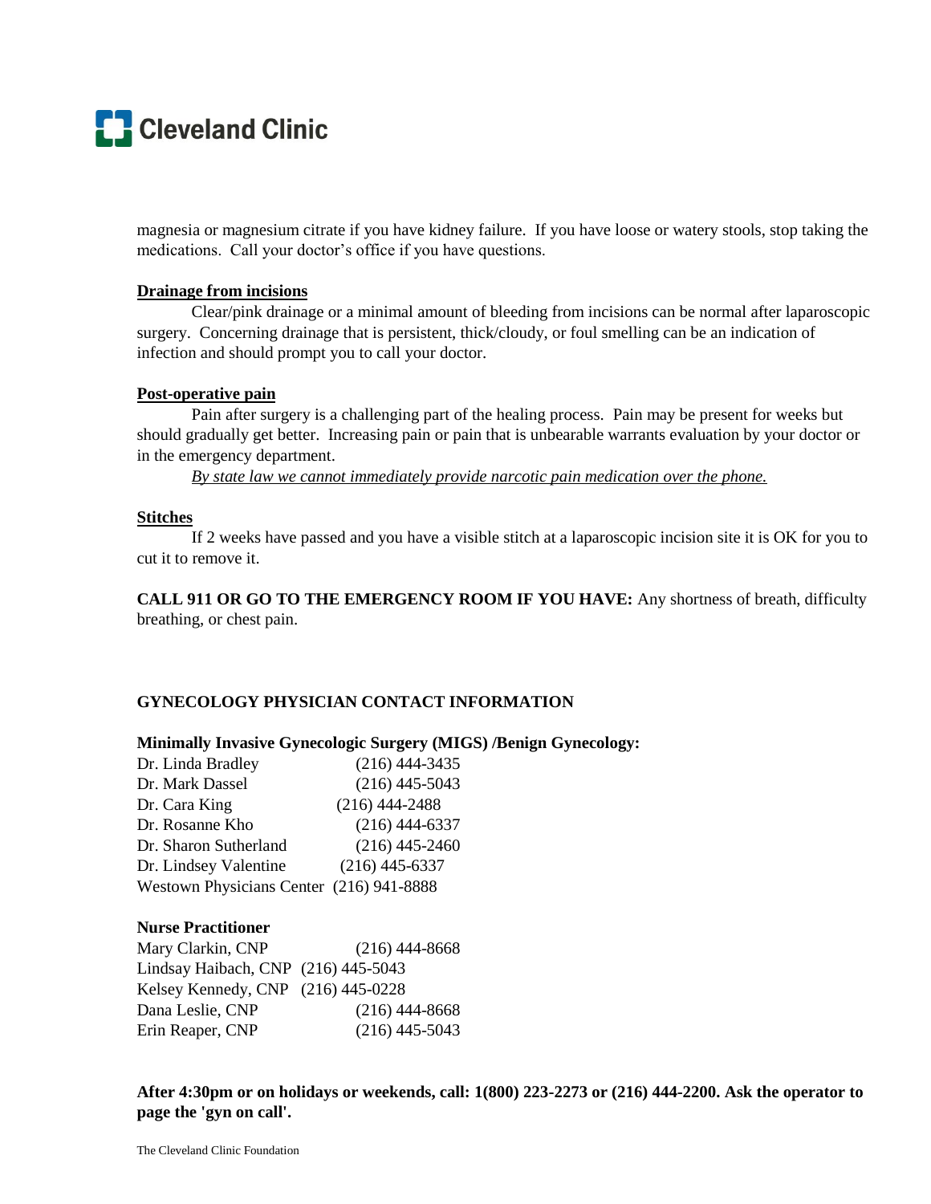magnesia or magnesium citrate if you have kidney failure. If you have loose or watery stools, stop taking the medications. Call your doctor's office if you have questions.

**Drainage from incisions**

Clear/pink drainage or a minimal amount of bleeding from incisions can be normal after laparoscopic surgery. Concerning drainage that is persistent, thick/cloudy, or foul smelling can be an indication of infection and should prompt you to call your doctor.

**Post-operative pain**

Pain after surgery is a challenging part of the healing process. Pain may be present for weeks but should gradually get better. Increasing pain or pain that is unbearable warrants evaluation by your doctor or in the emergency department.

*By state law we cannot immediately provide narcotic pain medication over the phone.*

**Stitches**

If 2 weeks have passed and you have a visible stitch at a laparoscopic incision site it is OK for you to cut it to remove it.

**CALL 911 OR GO TO THE EMERGENCY ROOM IF YOU HAVE:** Any shortness of breath, difficulty breathing, or chest pain.

**GYNECOLOGY PHYSICIAN CONTACT INFORMATION**

**Minimally Invasive Gynecologic Surgery (MIGS) /Benign Gynecology:**

| | |
|---|---|
| Dr. Linda Bradley | (216) 444-3435 |
| Dr. Mark Dassel | (216) 445-5043 |
| Dr. Cara King | (216) 444-2488 |
| Dr. Rosanne Kho | (216) 444-6337 |
| Dr. Sharon Sutherland | (216) 445-2460 |
| Dr. Lindsey Valentine | (216) 445-6337 |
| Westown Physicians Center | (216) 941-8888 |

**Nurse Practitioner**

| | |
|---|---|
| Mary Clarkin, CNP | (216) 444-8668 |
| Lindsay Haibach, CNP | (216) 445-5043 |
| Kelsey Kennedy, CNP | (216) 445-0228 |
| Dana Leslie, CNP | (216) 444-8668 |
| Erin Reaper, CNP | (216) 445-5043 |

**After 4:30pm or on holidays or weekends, call: 1(800) 223-2273 or (216) 444-2200. Ask the operator to page the 'gyn on call'.**